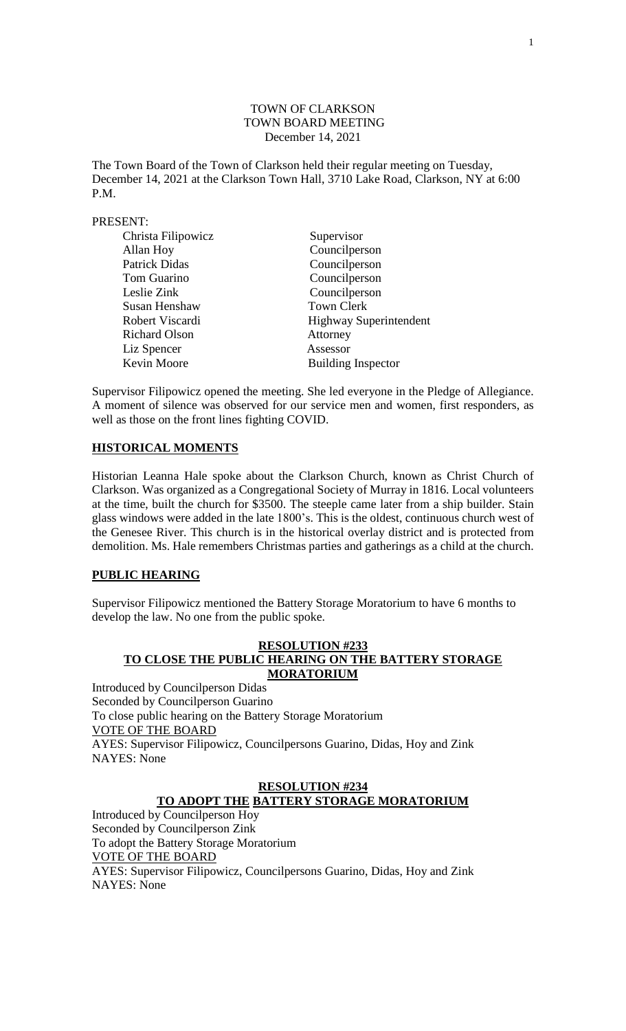# TOWN OF CLARKSON
## TOWN BOARD MEETING
December 14, 2021

The Town Board of the Town of Clarkson held their regular meeting on Tuesday, December 14, 2021 at the Clarkson Town Hall, 3710 Lake Road, Clarkson, NY at 6:00 P.M.

PRESENT:

| | |
|---|---|
| Christa Filipowicz | Supervisor |
| Allan Hoy | Councilperson |
| Patrick Didas | Councilperson |
| Tom Guarino | Councilperson |
| Leslie Zink | Councilperson |
| Susan Henshaw | Town Clerk |
| Robert Viscardi | Highway Superintendent |
| Richard Olson | Attorney |
| Liz Spencer | Assessor |
| Kevin Moore | Building Inspector |

Supervisor Filipowicz opened the meeting. She led everyone in the Pledge of Allegiance. A moment of silence was observed for our service men and women, first responders, as well as those on the front lines fighting COVID.

**HISTORICAL MOMENTS**

Historian Leanna Hale spoke about the Clarkson Church, known as Christ Church of Clarkson. Was organized as a Congregational Society of Murray in 1816. Local volunteers at the time, built the church for $3500. The steeple came later from a ship builder. Stain glass windows were added in the late 1800's. This is the oldest, continuous church west of the Genesee River. This church is in the historical overlay district and is protected from demolition. Ms. Hale remembers Christmas parties and gatherings as a child at the church.

**PUBLIC HEARING**

Supervisor Filipowicz mentioned the Battery Storage Moratorium to have 6 months to develop the law. No one from the public spoke.

**RESOLUTION #233**
**TO CLOSE THE PUBLIC HEARING ON THE BATTERY STORAGE MORATORIUM**

Introduced by Councilperson Didas
Seconded by Councilperson Guarino
To close public hearing on the Battery Storage Moratorium
VOTE OF THE BOARD
AYES: Supervisor Filipowicz, Councilpersons Guarino, Didas, Hoy and Zink
NAYES: None

**RESOLUTION #234**
**TO ADOPT THE BATTERY STORAGE MORATORIUM**

Introduced by Councilperson Hoy
Seconded by Councilperson Zink
To adopt the Battery Storage Moratorium
VOTE OF THE BOARD
AYES: Supervisor Filipowicz, Councilpersons Guarino, Didas, Hoy and Zink
NAYES: None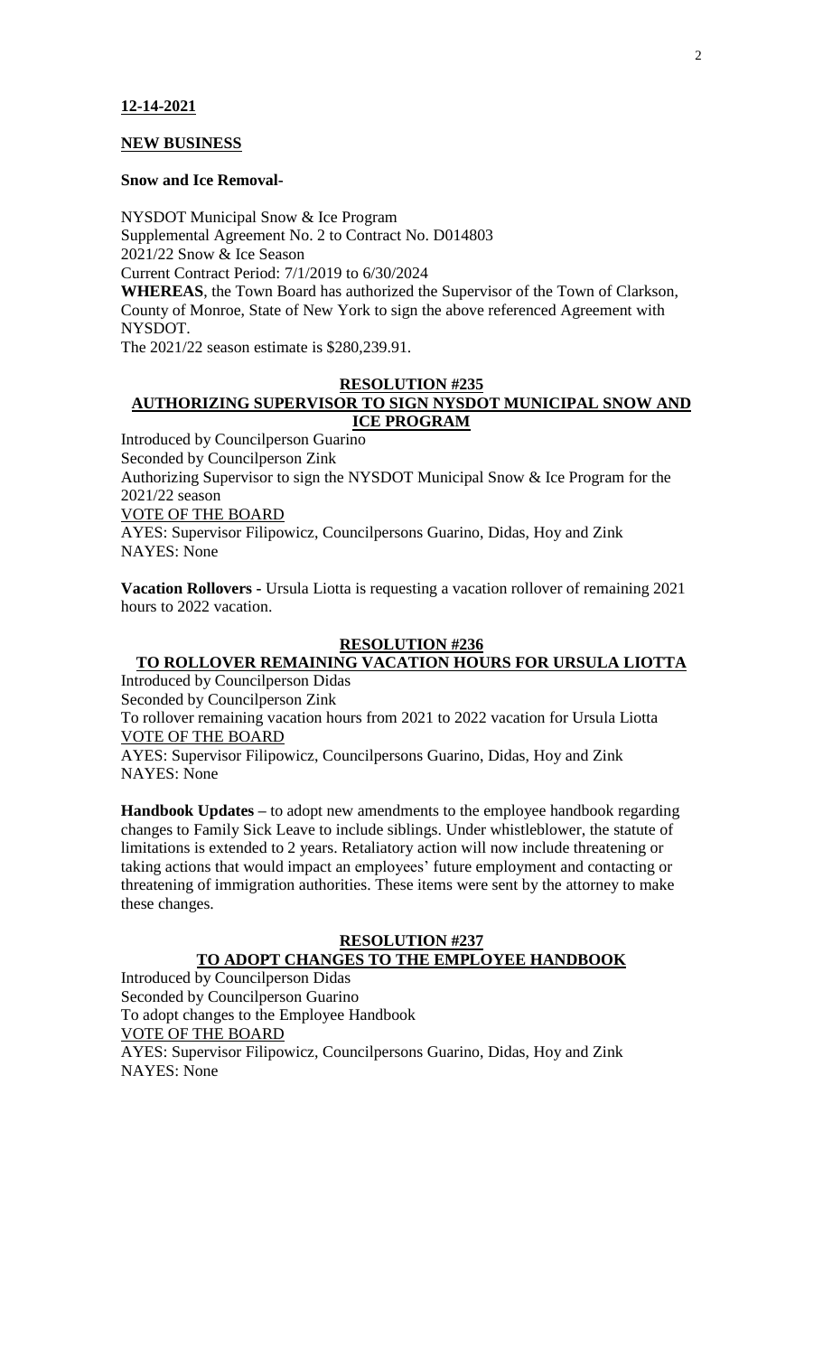**12-14-2021**

**NEW BUSINESS**

**Snow and Ice Removal-**

NYSDOT Municipal Snow & Ice Program
Supplemental Agreement No. 2 to Contract No. D014803
2021/22 Snow & Ice Season
Current Contract Period: 7/1/2019 to 6/30/2024
**WHEREAS**, the Town Board has authorized the Supervisor of the Town of Clarkson, County of Monroe, State of New York to sign the above referenced Agreement with NYSDOT.
The 2021/22 season estimate is $280,239.91.

**RESOLUTION #235**
**AUTHORIZING SUPERVISOR TO SIGN NYSDOT MUNICIPAL SNOW AND ICE PROGRAM**

Introduced by Councilperson Guarino
Seconded by Councilperson Zink
Authorizing Supervisor to sign the NYSDOT Municipal Snow & Ice Program for the 2021/22 season
VOTE OF THE BOARD
AYES: Supervisor Filipowicz, Councilpersons Guarino, Didas, Hoy and Zink
NAYES: None

**Vacation Rollovers -** Ursula Liotta is requesting a vacation rollover of remaining 2021 hours to 2022 vacation.

**RESOLUTION #236**
**TO ROLLOVER REMAINING VACATION HOURS FOR URSULA LIOTTA**

Introduced by Councilperson Didas
Seconded by Councilperson Zink
To rollover remaining vacation hours from 2021 to 2022 vacation for Ursula Liotta
VOTE OF THE BOARD
AYES: Supervisor Filipowicz, Councilpersons Guarino, Didas, Hoy and Zink
NAYES: None

**Handbook Updates –** to adopt new amendments to the employee handbook regarding changes to Family Sick Leave to include siblings. Under whistleblower, the statute of limitations is extended to 2 years. Retaliatory action will now include threatening or taking actions that would impact an employees' future employment and contacting or threatening of immigration authorities. These items were sent by the attorney to make these changes.

**RESOLUTION #237**
**TO ADOPT CHANGES TO THE EMPLOYEE HANDBOOK**

Introduced by Councilperson Didas
Seconded by Councilperson Guarino
To adopt changes to the Employee Handbook
VOTE OF THE BOARD
AYES: Supervisor Filipowicz, Councilpersons Guarino, Didas, Hoy and Zink
NAYES: None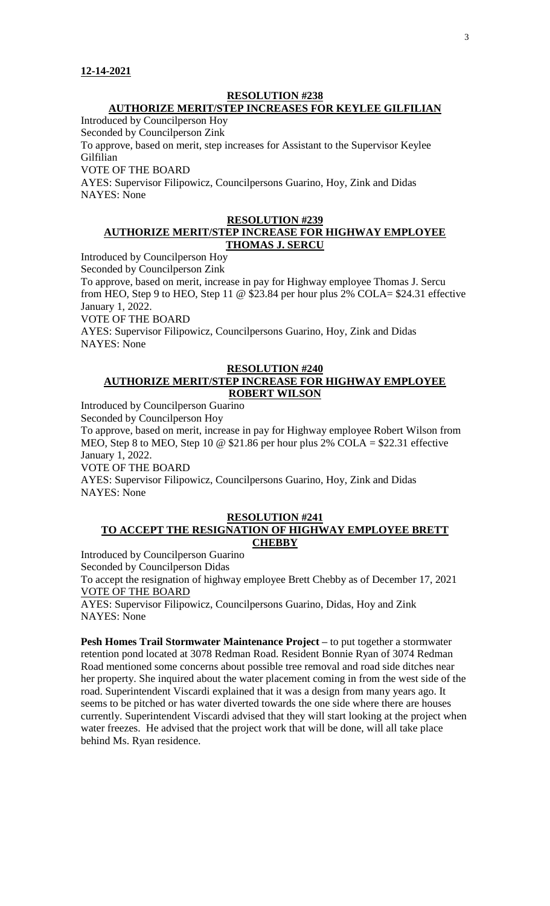**12-14-2021**

**RESOLUTION #238**
**AUTHORIZE MERIT/STEP INCREASES FOR KEYLEE GILFILIAN**

Introduced by Councilperson Hoy
Seconded by Councilperson Zink
To approve, based on merit, step increases for Assistant to the Supervisor Keylee Gilfilian
VOTE OF THE BOARD
AYES: Supervisor Filipowicz, Councilpersons Guarino, Hoy, Zink and Didas
NAYES: None

**RESOLUTION #239**
**AUTHORIZE MERIT/STEP INCREASE FOR HIGHWAY EMPLOYEE THOMAS J. SERCU**

Introduced by Councilperson Hoy
Seconded by Councilperson Zink
To approve, based on merit, increase in pay for Highway employee Thomas J. Sercu from HEO, Step 9 to HEO, Step 11 @ $23.84 per hour plus 2% COLA= $24.31 effective January 1, 2022.
VOTE OF THE BOARD
AYES: Supervisor Filipowicz, Councilpersons Guarino, Hoy, Zink and Didas
NAYES: None

**RESOLUTION #240**
**AUTHORIZE MERIT/STEP INCREASE FOR HIGHWAY EMPLOYEE ROBERT WILSON**

Introduced by Councilperson Guarino
Seconded by Councilperson Hoy
To approve, based on merit, increase in pay for Highway employee Robert Wilson from MEO, Step 8 to MEO, Step 10 @ $21.86 per hour plus 2% COLA = $22.31 effective January 1, 2022.
VOTE OF THE BOARD
AYES: Supervisor Filipowicz, Councilpersons Guarino, Hoy, Zink and Didas
NAYES: None

**RESOLUTION #241**
**TO ACCEPT THE RESIGNATION OF HIGHWAY EMPLOYEE BRETT CHEBBY**

Introduced by Councilperson Guarino
Seconded by Councilperson Didas
To accept the resignation of highway employee Brett Chebby as of December 17, 2021
VOTE OF THE BOARD
AYES: Supervisor Filipowicz, Councilpersons Guarino, Didas, Hoy and Zink
NAYES: None

**Pesh Homes Trail Stormwater Maintenance Project –** to put together a stormwater retention pond located at 3078 Redman Road. Resident Bonnie Ryan of 3074 Redman Road mentioned some concerns about possible tree removal and road side ditches near her property. She inquired about the water placement coming in from the west side of the road. Superintendent Viscardi explained that it was a design from many years ago. It seems to be pitched or has water diverted towards the one side where there are houses currently. Superintendent Viscardi advised that they will start looking at the project when water freezes. He advised that the project work that will be done, will all take place behind Ms. Ryan residence.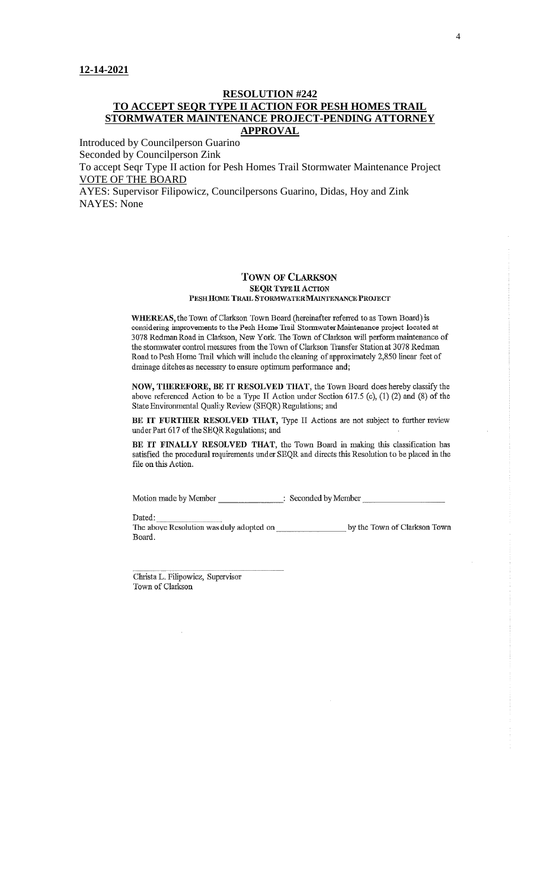**12-14-2021**

## RESOLUTION #242
## TO ACCEPT SEQR TYPE II ACTION FOR PESH HOMES TRAIL STORMWATER MAINTENANCE PROJECT-PENDING ATTORNEY APPROVAL

Introduced by Councilperson Guarino
Seconded by Councilperson Zink
To accept Seqr Type II action for Pesh Homes Trail Stormwater Maintenance Project
VOTE OF THE BOARD
AYES: Supervisor Filipowicz, Councilpersons Guarino, Didas, Hoy and Zink
NAYES: None

### TOWN OF CLARKSON
**SEQR TYPE II ACTION**
**PESH HOME TRAIL STORMWATER MAINTENANCE PROJECT**

**WHEREAS,** the Town of Clarkson Town Board (hereinafter referred to as Town Board) is considering improvements to the Pesh Home Trail Stormwater Maintenance project located at 3078 Redman Road in Clarkson, New York. The Town of Clarkson will perform maintenance of the stormwater control measures from the Town of Clarkson Transfer Station at 3078 Redman Road to Pesh Home Trail which will include the cleaning of approximately 2,850 linear feet of drainage ditches as necessary to ensure optimum performance and;

**NOW, THEREFORE, BE IT RESOLVED THAT,** the Town Board does hereby classify the above referenced Action to be a Type II Action under Section 617.5 (c), (1) (2) and (8) of the State Environmental Quality Review (SEQR) Regulations; and

**BE IT FURTHER RESOLVED THAT,** Type II Actions are not subject to further review under Part 617 of the SEQR Regulations; and

**BE IT FINALLY RESOLVED THAT,** the Town Board in making this classification has satisfied the procedural requirements under SEQR and directs this Resolution to be placed in the file on this Action.

Motion made by Member \_\_\_\_\_\_\_\_\_\_\_\_\_\_\_: Seconded by Member \_\_\_\_\_\_\_\_\_\_\_\_\_\_\_\_\_\_\_

Dated: \_\_\_\_\_\_\_\_\_\_\_\_\_\_\_
The above Resolution was duly adopted on \_\_\_\_\_\_\_\_\_\_\_\_\_\_\_\_ by the Town of Clarkson Town Board.

\_\_\_\_\_\_\_\_\_\_\_\_\_\_\_\_\_\_\_\_\_\_\_\_\_\_\_\_\_\_\_\_\_\_\_
Christa L. Filipowicz, Supervisor
Town of Clarkson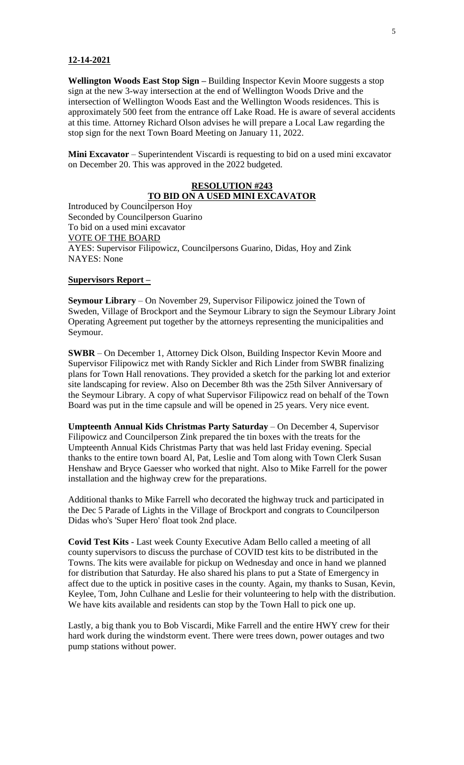**12-14-2021**

**Wellington Woods East Stop Sign –** Building Inspector Kevin Moore suggests a stop sign at the new 3-way intersection at the end of Wellington Woods Drive and the intersection of Wellington Woods East and the Wellington Woods residences. This is approximately 500 feet from the entrance off Lake Road. He is aware of several accidents at this time. Attorney Richard Olson advises he will prepare a Local Law regarding the stop sign for the next Town Board Meeting on January 11, 2022.

**Mini Excavator** – Superintendent Viscardi is requesting to bid on a used mini excavator on December 20. This was approved in the 2022 budgeted.

**RESOLUTION #243**
**TO BID ON A USED MINI EXCAVATOR**

Introduced by Councilperson Hoy
Seconded by Councilperson Guarino
To bid on a used mini excavator
VOTE OF THE BOARD
AYES: Supervisor Filipowicz, Councilpersons Guarino, Didas, Hoy and Zink
NAYES: None

**Supervisors Report –**

**Seymour Library** – On November 29, Supervisor Filipowicz joined the Town of Sweden, Village of Brockport and the Seymour Library to sign the Seymour Library Joint Operating Agreement put together by the attorneys representing the municipalities and Seymour.

**SWBR** – On December 1, Attorney Dick Olson, Building Inspector Kevin Moore and Supervisor Filipowicz met with Randy Sickler and Rich Linder from SWBR finalizing plans for Town Hall renovations. They provided a sketch for the parking lot and exterior site landscaping for review. Also on December 8th was the 25th Silver Anniversary of the Seymour Library. A copy of what Supervisor Filipowicz read on behalf of the Town Board was put in the time capsule and will be opened in 25 years. Very nice event.

**Umpteenth Annual Kids Christmas Party Saturday** – On December 4, Supervisor Filipowicz and Councilperson Zink prepared the tin boxes with the treats for the Umpteenth Annual Kids Christmas Party that was held last Friday evening. Special thanks to the entire town board Al, Pat, Leslie and Tom along with Town Clerk Susan Henshaw and Bryce Gaesser who worked that night. Also to Mike Farrell for the power installation and the highway crew for the preparations.

Additional thanks to Mike Farrell who decorated the highway truck and participated in the Dec 5 Parade of Lights in the Village of Brockport and congrats to Councilperson Didas who's 'Super Hero' float took 2nd place.

**Covid Test Kits** - Last week County Executive Adam Bello called a meeting of all county supervisors to discuss the purchase of COVID test kits to be distributed in the Towns. The kits were available for pickup on Wednesday and once in hand we planned for distribution that Saturday. He also shared his plans to put a State of Emergency in affect due to the uptick in positive cases in the county. Again, my thanks to Susan, Kevin, Keylee, Tom, John Culhane and Leslie for their volunteering to help with the distribution. We have kits available and residents can stop by the Town Hall to pick one up.

Lastly, a big thank you to Bob Viscardi, Mike Farrell and the entire HWY crew for their hard work during the windstorm event. There were trees down, power outages and two pump stations without power.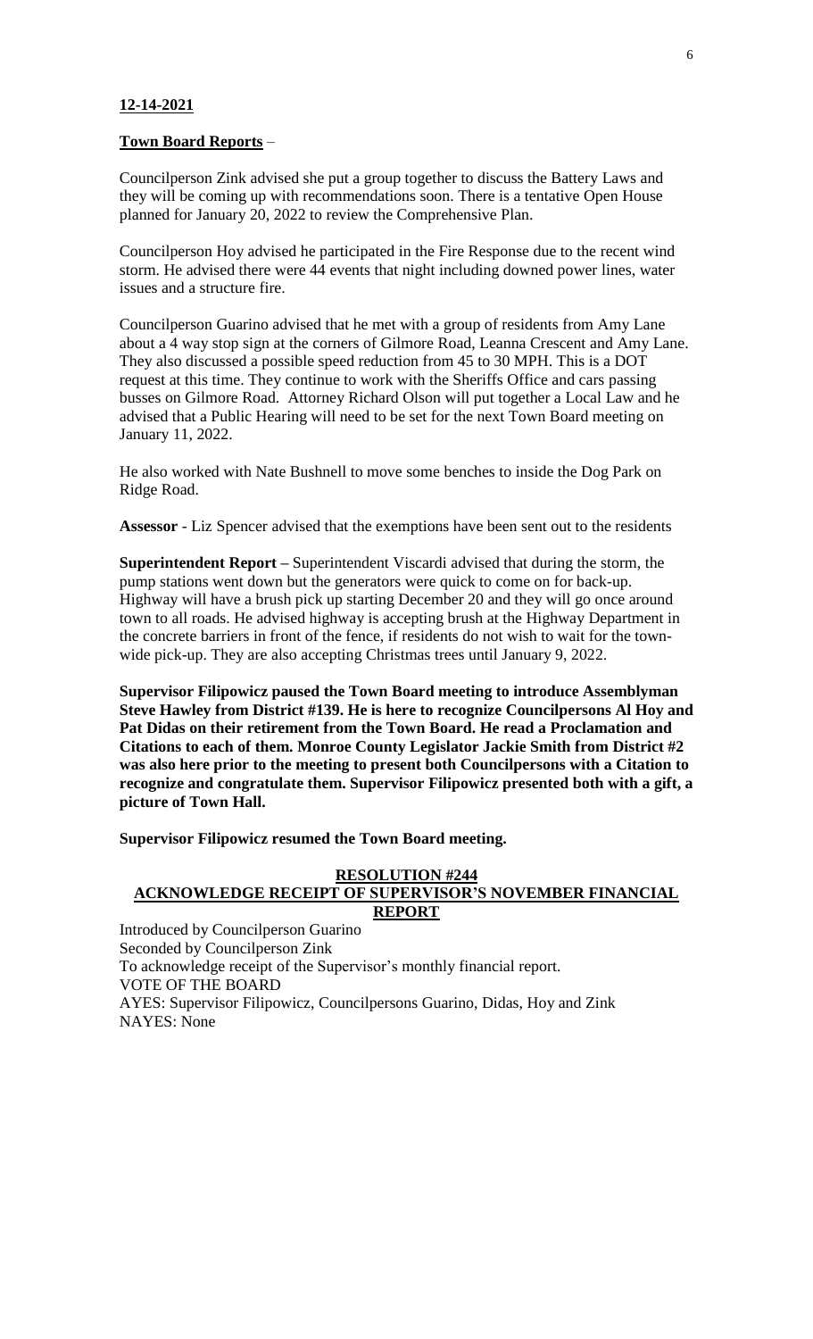**12-14-2021**

**Town Board Reports** –

Councilperson Zink advised she put a group together to discuss the Battery Laws and they will be coming up with recommendations soon. There is a tentative Open House planned for January 20, 2022 to review the Comprehensive Plan.

Councilperson Hoy advised he participated in the Fire Response due to the recent wind storm. He advised there were 44 events that night including downed power lines, water issues and a structure fire.

Councilperson Guarino advised that he met with a group of residents from Amy Lane about a 4 way stop sign at the corners of Gilmore Road, Leanna Crescent and Amy Lane. They also discussed a possible speed reduction from 45 to 30 MPH. This is a DOT request at this time. They continue to work with the Sheriffs Office and cars passing busses on Gilmore Road. Attorney Richard Olson will put together a Local Law and he advised that a Public Hearing will need to be set for the next Town Board meeting on January 11, 2022.

He also worked with Nate Bushnell to move some benches to inside the Dog Park on Ridge Road.

**Assessor** - Liz Spencer advised that the exemptions have been sent out to the residents

**Superintendent Report –** Superintendent Viscardi advised that during the storm, the pump stations went down but the generators were quick to come on for back-up. Highway will have a brush pick up starting December 20 and they will go once around town to all roads. He advised highway is accepting brush at the Highway Department in the concrete barriers in front of the fence, if residents do not wish to wait for the town-wide pick-up. They are also accepting Christmas trees until January 9, 2022.

**Supervisor Filipowicz paused the Town Board meeting to introduce Assemblyman Steve Hawley from District #139. He is here to recognize Councilpersons Al Hoy and Pat Didas on their retirement from the Town Board. He read a Proclamation and Citations to each of them. Monroe County Legislator Jackie Smith from District #2 was also here prior to the meeting to present both Councilpersons with a Citation to recognize and congratulate them. Supervisor Filipowicz presented both with a gift, a picture of Town Hall.**

**Supervisor Filipowicz resumed the Town Board meeting.**

**RESOLUTION #244**
**ACKNOWLEDGE RECEIPT OF SUPERVISOR'S NOVEMBER FINANCIAL REPORT**

Introduced by Councilperson Guarino
Seconded by Councilperson Zink
To acknowledge receipt of the Supervisor's monthly financial report.
VOTE OF THE BOARD
AYES: Supervisor Filipowicz, Councilpersons Guarino, Didas, Hoy and Zink
NAYES: None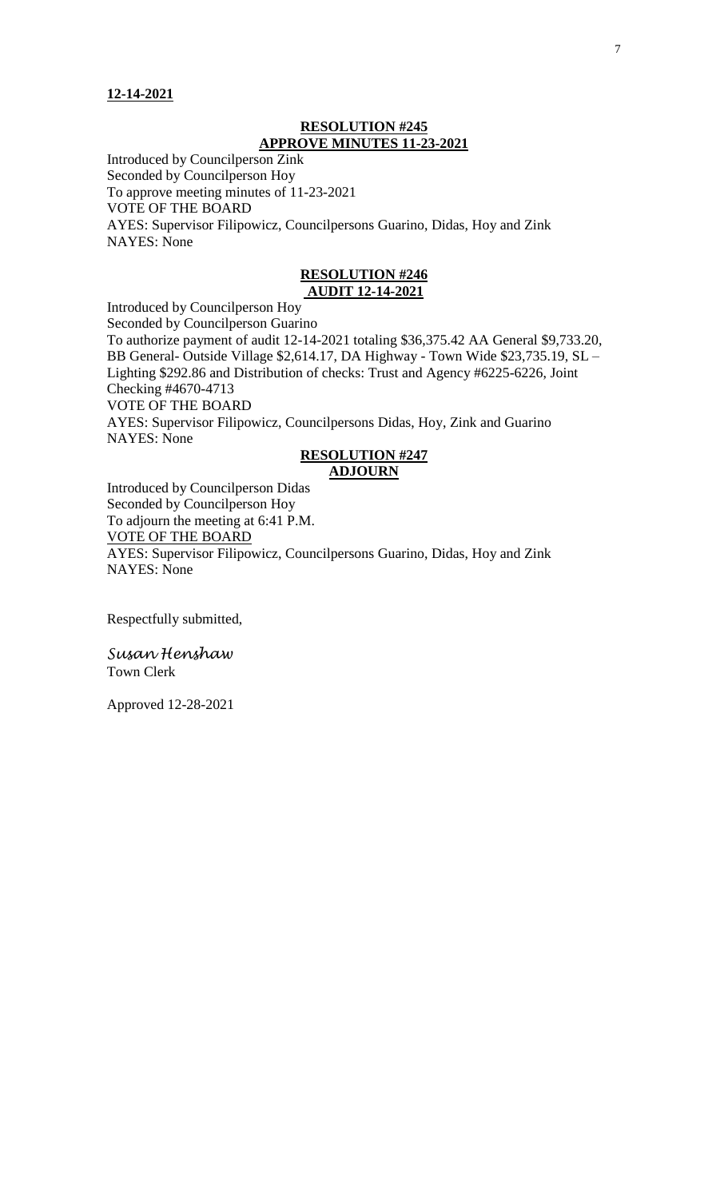**12-14-2021**

**RESOLUTION #245**
**APPROVE MINUTES 11-23-2021**

Introduced by Councilperson Zink
Seconded by Councilperson Hoy
To approve meeting minutes of 11-23-2021
VOTE OF THE BOARD
AYES: Supervisor Filipowicz, Councilpersons Guarino, Didas, Hoy and Zink
NAYES: None

**RESOLUTION #246**
**AUDIT 12-14-2021**

Introduced by Councilperson Hoy
Seconded by Councilperson Guarino
To authorize payment of audit 12-14-2021 totaling $36,375.42 AA General $9,733.20, BB General- Outside Village $2,614.17, DA Highway - Town Wide $23,735.19, SL – Lighting $292.86 and Distribution of checks: Trust and Agency #6225-6226, Joint Checking #4670-4713
VOTE OF THE BOARD
AYES: Supervisor Filipowicz, Councilpersons Didas, Hoy, Zink and Guarino
NAYES: None

**RESOLUTION #247**
**ADJOURN**

Introduced by Councilperson Didas
Seconded by Councilperson Hoy
To adjourn the meeting at 6:41 P.M.
VOTE OF THE BOARD
AYES: Supervisor Filipowicz, Councilpersons Guarino, Didas, Hoy and Zink
NAYES: None

Respectfully submitted,

*Susan Henshaw*
Town Clerk

Approved 12-28-2021